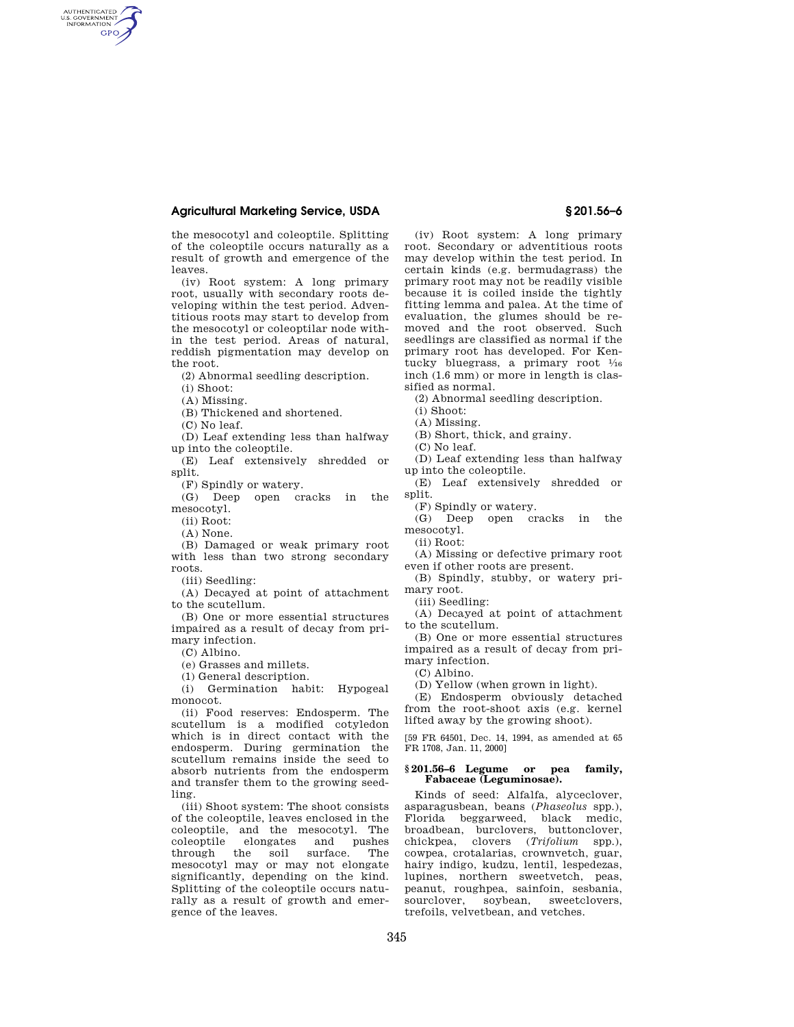the mesocotyl and coleoptile. Splitting of the coleoptile occurs naturally as a result of growth and emergence of the leaves.

(iv) Root system: A long primary root, usually with secondary roots developing within the test period. Adventitious roots may start to develop from the mesocotyl or coleoptilar node within the test period. Areas of natural, reddish pigmentation may develop on the root.

(2) Abnormal seedling description.

(i) Shoot:

(A) Missing.

(B) Thickened and shortened.

(C) No leaf.

(D) Leaf extending less than halfway up into the coleoptile.

(E) Leaf extensively shredded or split.

(F) Spindly or watery.

(G) Deep open cracks in the mesocotyl.

(ii) Root:

(A) None.

(B) Damaged or weak primary root with less than two strong secondary roots.

(iii) Seedling:

(A) Decayed at point of attachment to the scutellum.

(B) One or more essential structures impaired as a result of decay from primary infection.

(C) Albino.

(e) Grasses and millets.

(1) General description.

(i) Germination habit: Hypogeal monocot.

(ii) Food reserves: Endosperm. The scutellum is a modified cotyledon which is in direct contact with the endosperm. During germination the scutellum remains inside the seed to absorb nutrients from the endosperm and transfer them to the growing seedling.

(iii) Shoot system: The shoot consists of the coleoptile, leaves enclosed in the coleoptile, and the mesocotyl. The coleoptile elongates and pushes through the soil surface. The mesocotyl may or may not elongate significantly, depending on the kind. Splitting of the coleoptile occurs naturally as a result of growth and emergence of the leaves.

(iv) Root system: A long primary root. Secondary or adventitious roots may develop within the test period. In certain kinds (e.g. bermudagrass) the primary root may not be readily visible because it is coiled inside the tightly fitting lemma and palea. At the time of evaluation, the glumes should be removed and the root observed. Such seedlings are classified as normal if the primary root has developed. For Kentucky bluegrass, a primary root 1/16 inch (1.6 mm) or more in length is classified as normal.

(2) Abnormal seedling description.

(i) Shoot:

(A) Missing.

(B) Short, thick, and grainy.

(C) No leaf.

(D) Leaf extending less than halfway up into the coleoptile.

(E) Leaf extensively shredded or split.

(F) Spindly or watery.

(G) Deep open cracks in the mesocotyl.

(ii) Root:

(A) Missing or defective primary root even if other roots are present.

(B) Spindly, stubby, or watery primary root.

(iii) Seedling:

(A) Decayed at point of attachment to the scutellum.

(B) One or more essential structures impaired as a result of decay from primary infection.

(C) Albino.

(D) Yellow (when grown in light).

(E) Endosperm obviously detached from the root-shoot axis (e.g. kernel lifted away by the growing shoot).

[59 FR 64501, Dec. 14, 1994, as amended at 65 FR 1708, Jan. 11, 2000]

## § 201.56–6 Legume or pea family, Fabaceae (Leguminosae).

Kinds of seed: Alfalfa, alyceclover, asparagusbean, beans (*Phaseolus* spp.), Florida beggarweed, black medic, broadbean, burclovers, buttonclover, chickpea, clovers (*Trifolium* spp.), cowpea, crotalarias, crownvetch, guar, hairy indigo, kudzu, lentil, lespedezas, lupines, northern sweetvetch, peas, peanut, roughpea, sainfoin, sesbania, sourclover, soybean, sweetclovers, trefoils, velvetbean, and vetches.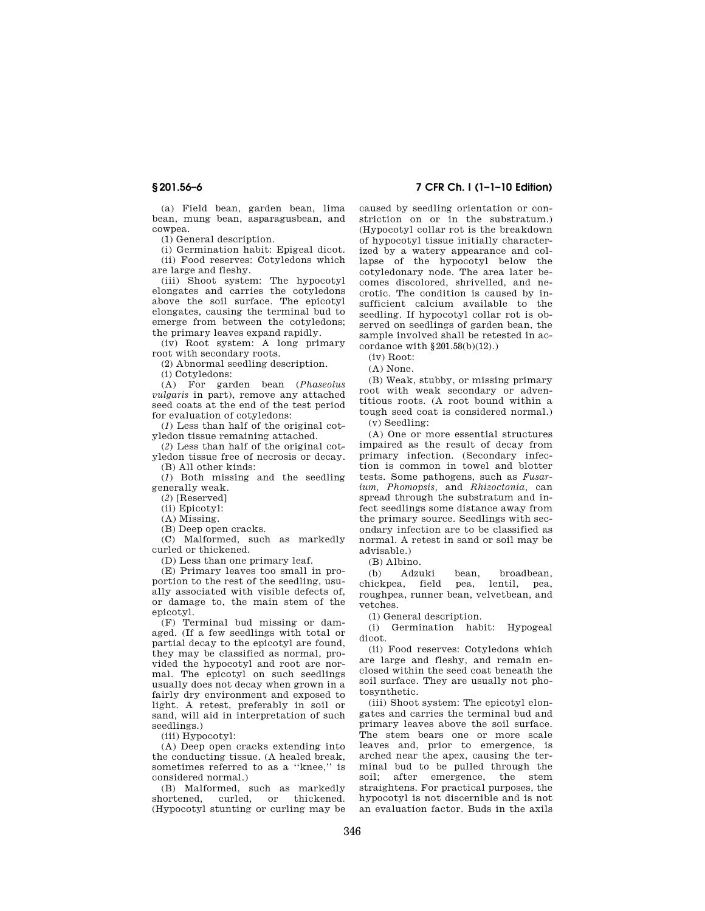(a) Field bean, garden bean, lima bean, mung bean, asparagusbean, and cowpea.

(1) General description.

(i) Germination habit: Epigeal dicot.

(ii) Food reserves: Cotyledons which are large and fleshy.

(iii) Shoot system: The hypocotyl elongates and carries the cotyledons above the soil surface. The epicotyl elongates, causing the terminal bud to emerge from between the cotyledons; the primary leaves expand rapidly.

(iv) Root system: A long primary root with secondary roots.

(2) Abnormal seedling description.

(i) Cotyledons:

(A) For garden bean (*Phaseolus vulgaris* in part), remove any attached seed coats at the end of the test period for evaluation of cotyledons:

(*1*) Less than half of the original cotyledon tissue remaining attached.

(*2*) Less than half of the original cotyledon tissue free of necrosis or decay.

(B) All other kinds:

(*1*) Both missing and the seedling generally weak.

(*2*) [Reserved]

(ii) Epicotyl:

(A) Missing.

(B) Deep open cracks.

(C) Malformed, such as markedly curled or thickened.

(D) Less than one primary leaf.

(E) Primary leaves too small in proportion to the rest of the seedling, usually associated with visible defects of, or damage to, the main stem of the epicotyl.

(F) Terminal bud missing or damaged. (If a few seedlings with total or partial decay to the epicotyl are found, they may be classified as normal, provided the hypocotyl and root are normal. The epicotyl on such seedlings usually does not decay when grown in a fairly dry environment and exposed to light. A retest, preferably in soil or sand, will aid in interpretation of such seedlings.)

(iii) Hypocotyl:

(A) Deep open cracks extending into the conducting tissue. (A healed break, sometimes referred to as a ''knee,'' is considered normal.)

(B) Malformed, such as markedly shortened, curled, or thickened. (Hypocotyl stunting or curling may be caused by seedling orientation or constriction on or in the substratum.) (Hypocotyl collar rot is the breakdown of hypocotyl tissue initially characterized by a watery appearance and collapse of the hypocotyl below the cotyledonary node. The area later becomes discolored, shrivelled, and necrotic. The condition is caused by insufficient calcium available to the seedling. If hypocotyl collar rot is observed on seedlings of garden bean, the sample involved shall be retested in accordance with §201.58(b)(12).)

(iv) Root:

(A) None.

(B) Weak, stubby, or missing primary root with weak secondary or adventitious roots. (A root bound within a tough seed coat is considered normal.)

(v) Seedling:

(A) One or more essential structures impaired as the result of decay from primary infection. (Secondary infection is common in towel and blotter tests. Some pathogens, such as *Fusarium, Phomopsis,* and *Rhizoctonia,* can spread through the substratum and infect seedlings some distance away from the primary source. Seedlings with secondary infection are to be classified as normal. A retest in sand or soil may be advisable.)

(B) Albino.

(b) Adzuki bean, broadbean, chickpea, field pea, lentil, pea, roughpea, runner bean, velvetbean, and vetches.

(1) General description.

(i) Germination habit: Hypogeal dicot.

(ii) Food reserves: Cotyledons which are large and fleshy, and remain enclosed within the seed coat beneath the soil surface. They are usually not photosynthetic.

(iii) Shoot system: The epicotyl elongates and carries the terminal bud and primary leaves above the soil surface. The stem bears one or more scale leaves and, prior to emergence, is arched near the apex, causing the terminal bud to be pulled through the soil; after emergence, the stem straightens. For practical purposes, the hypocotyl is not discernible and is not an evaluation factor. Buds in the axils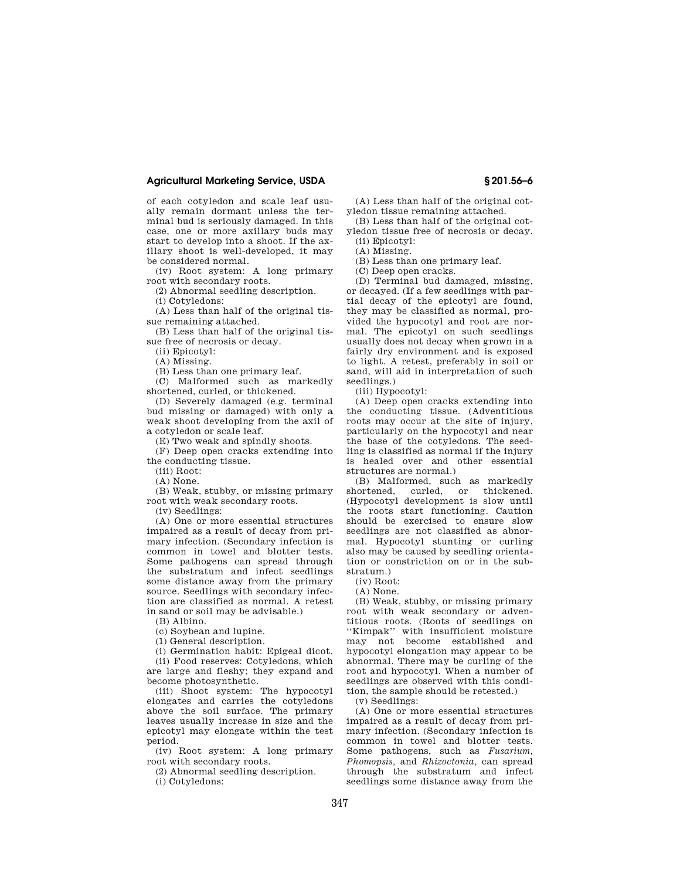of each cotyledon and scale leaf usually remain dormant unless the terminal bud is seriously damaged. In this case, one or more axillary buds may start to develop into a shoot. If the axillary shoot is well-developed, it may be considered normal.

(iv) Root system: A long primary root with secondary roots.

(2) Abnormal seedling description.

(i) Cotyledons:

(A) Less than half of the original tissue remaining attached.

(B) Less than half of the original tissue free of necrosis or decay.

(ii) Epicotyl:

(A) Missing.

(B) Less than one primary leaf.

(C) Malformed such as markedly shortened, curled, or thickened.

(D) Severely damaged (e.g. terminal bud missing or damaged) with only a weak shoot developing from the axil of a cotyledon or scale leaf.

(E) Two weak and spindly shoots.

(F) Deep open cracks extending into the conducting tissue.

(iii) Root:

(A) None.

(B) Weak, stubby, or missing primary root with weak secondary roots.

(iv) Seedlings:

(A) One or more essential structures impaired as a result of decay from primary infection. (Secondary infection is common in towel and blotter tests. Some pathogens can spread through the substratum and infect seedlings some distance away from the primary source. Seedlings with secondary infection are classified as normal. A retest in sand or soil may be advisable.)

(B) Albino.

(c) Soybean and lupine.

(1) General description.

(i) Germination habit: Epigeal dicot.

(ii) Food reserves: Cotyledons, which are large and fleshy; they expand and become photosynthetic.

(iii) Shoot system: The hypocotyl elongates and carries the cotyledons above the soil surface. The primary leaves usually increase in size and the epicotyl may elongate within the test period.

(iv) Root system: A long primary root with secondary roots.

(2) Abnormal seedling description.

(i) Cotyledons:

(A) Less than half of the original cotyledon tissue remaining attached.

(B) Less than half of the original cotyledon tissue free of necrosis or decay.

(ii) Epicotyl:

(A) Missing.

(B) Less than one primary leaf.

(C) Deep open cracks.

(D) Terminal bud damaged, missing, or decayed. (If a few seedlings with partial decay of the epicotyl are found, they may be classified as normal, provided the hypocotyl and root are normal. The epicotyl on such seedlings usually does not decay when grown in a fairly dry environment and is exposed to light. A retest, preferably in soil or sand, will aid in interpretation of such seedlings.)

(iii) Hypocotyl:

(A) Deep open cracks extending into the conducting tissue. (Adventitious roots may occur at the site of injury, particularly on the hypocotyl and near the base of the cotyledons. The seedling is classified as normal if the injury is healed over and other essential structures are normal.)

(B) Malformed, such as markedly shortened, curled, or thickened. (Hypocotyl development is slow until the roots start functioning. Caution should be exercised to ensure slow seedlings are not classified as abnormal. Hypocotyl stunting or curling also may be caused by seedling orientation or constriction on or in the substratum.)

(iv) Root:

(A) None.

(B) Weak, stubby, or missing primary root with weak secondary or adventitious roots. (Roots of seedlings on ''Kimpak'' with insufficient moisture may not become established and hypocotyl elongation may appear to be abnormal. There may be curling of the root and hypocotyl. When a number of seedlings are observed with this condition, the sample should be retested.)

(v) Seedlings:

(A) One or more essential structures impaired as a result of decay from primary infection. (Secondary infection is common in towel and blotter tests. Some pathogens, such as *Fusarium, Phomopsis,* and *Rhizoctonia,* can spread through the substratum and infect seedlings some distance away from the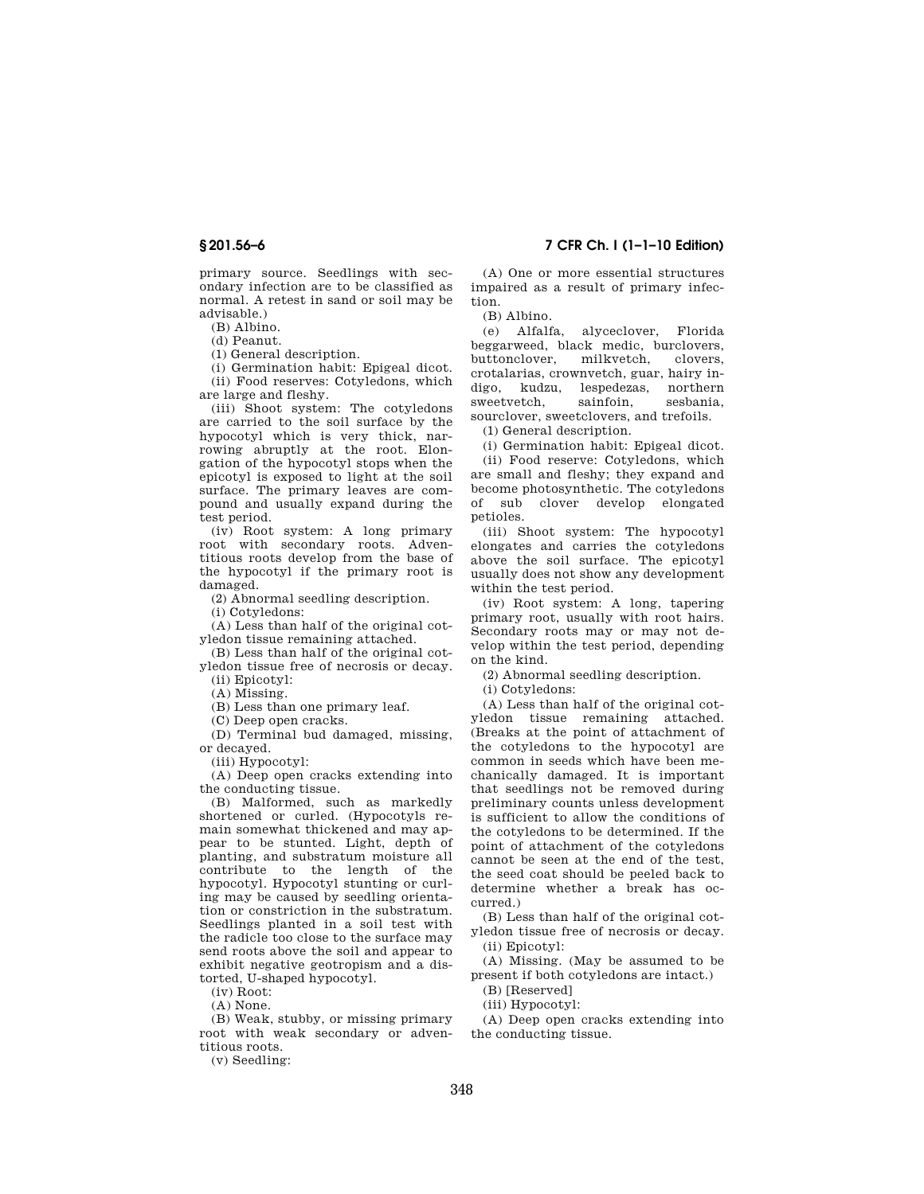primary source. Seedlings with secondary infection are to be classified as normal. A retest in sand or soil may be advisable.)

(B) Albino.

(d) Peanut.

(1) General description.

(i) Germination habit: Epigeal dicot.

(ii) Food reserves: Cotyledons, which are large and fleshy.

(iii) Shoot system: The cotyledons are carried to the soil surface by the hypocotyl which is very thick, narrowing abruptly at the root. Elongation of the hypocotyl stops when the epicotyl is exposed to light at the soil surface. The primary leaves are compound and usually expand during the test period.

(iv) Root system: A long primary root with secondary roots. Adventitious roots develop from the base of the hypocotyl if the primary root is damaged.

(2) Abnormal seedling description.

(i) Cotyledons:

(A) Less than half of the original cotyledon tissue remaining attached.

(B) Less than half of the original cotyledon tissue free of necrosis or decay.

(ii) Epicotyl:

(A) Missing.

(B) Less than one primary leaf.

(C) Deep open cracks.

(D) Terminal bud damaged, missing, or decayed.

(iii) Hypocotyl:

(A) Deep open cracks extending into the conducting tissue.

(B) Malformed, such as markedly shortened or curled. (Hypocotyls remain somewhat thickened and may appear to be stunted. Light, depth of planting, and substratum moisture all contribute to the length of the hypocotyl. Hypocotyl stunting or curling may be caused by seedling orientation or constriction in the substratum. Seedlings planted in a soil test with the radicle too close to the surface may send roots above the soil and appear to exhibit negative geotropism and a distorted, U-shaped hypocotyl.

(iv) Root:

(A) None.

(B) Weak, stubby, or missing primary root with weak secondary or adventitious roots.

(v) Seedling:

(A) One or more essential structures impaired as a result of primary infection.

(B) Albino.

(e) Alfalfa, alyceclover, Florida beggarweed, black medic, burclovers, buttonclover, milkvetch, clovers, crotalarias, crownvetch, guar, hairy indigo, kudzu, lespedezas, northern sweetvetch, sainfoin, sesbania, sourclover, sweetclovers, and trefoils.

(1) General description.

(i) Germination habit: Epigeal dicot.

(ii) Food reserve: Cotyledons, which are small and fleshy; they expand and become photosynthetic. The cotyledons of sub clover develop elongated petioles.

(iii) Shoot system: The hypocotyl elongates and carries the cotyledons above the soil surface. The epicotyl usually does not show any development within the test period.

(iv) Root system: A long, tapering primary root, usually with root hairs. Secondary roots may or may not develop within the test period, depending on the kind.

(2) Abnormal seedling description.

(i) Cotyledons:

(A) Less than half of the original cotyledon tissue remaining attached. (Breaks at the point of attachment of the cotyledons to the hypocotyl are common in seeds which have been mechanically damaged. It is important that seedlings not be removed during preliminary counts unless development is sufficient to allow the conditions of the cotyledons to be determined. If the point of attachment of the cotyledons cannot be seen at the end of the test, the seed coat should be peeled back to determine whether a break has occurred.)

(B) Less than half of the original cotyledon tissue free of necrosis or decay.

(ii) Epicotyl:

(A) Missing. (May be assumed to be present if both cotyledons are intact.)

(B) [Reserved]

(iii) Hypocotyl:

(A) Deep open cracks extending into the conducting tissue.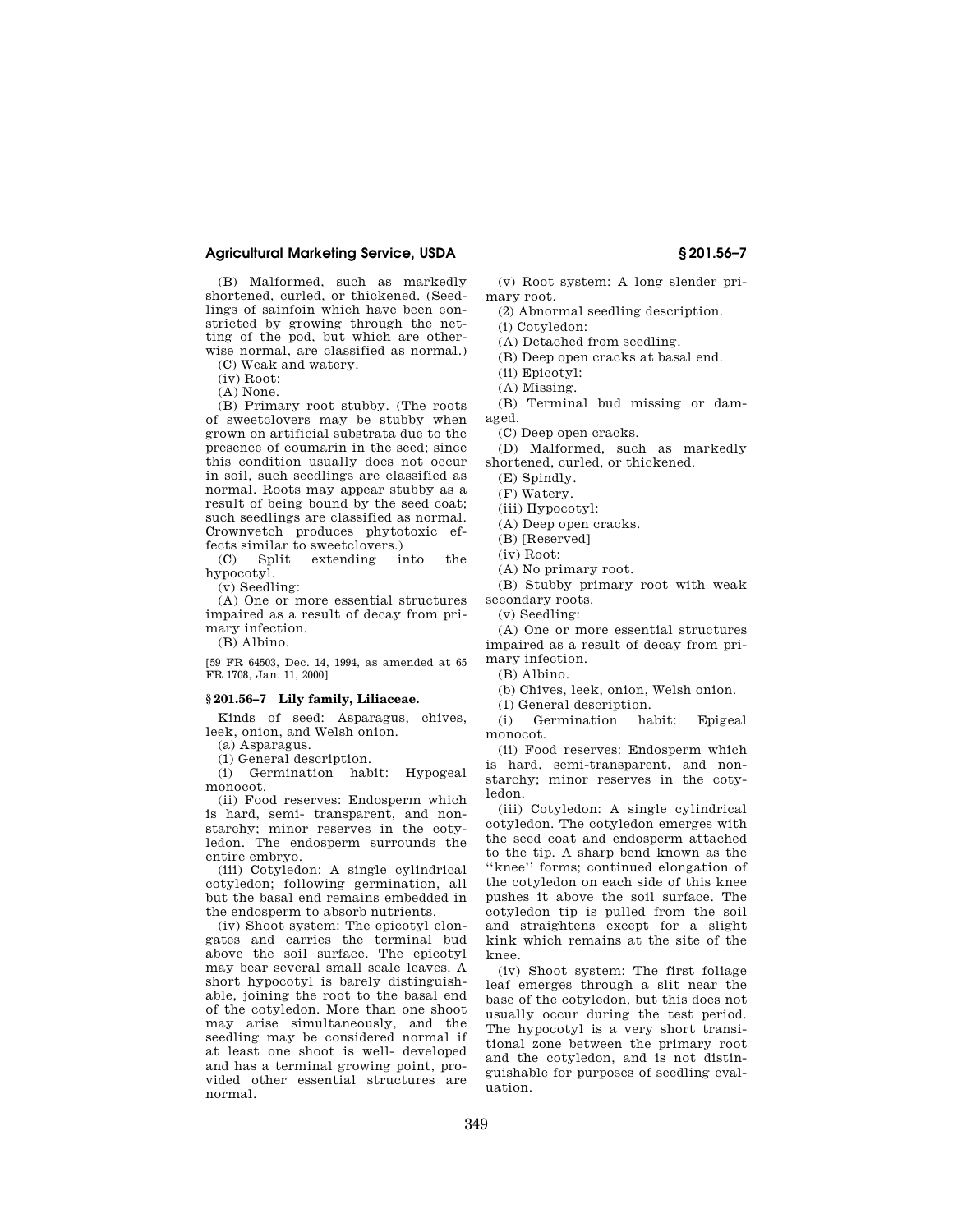(B) Malformed, such as markedly shortened, curled, or thickened. (Seedlings of sainfoin which have been constricted by growing through the netting of the pod, but which are otherwise normal, are classified as normal.)

(C) Weak and watery.

(iv) Root:

(A) None.

(B) Primary root stubby. (The roots of sweetclovers may be stubby when grown on artificial substrata due to the presence of coumarin in the seed; since this condition usually does not occur in soil, such seedlings are classified as normal. Roots may appear stubby as a result of being bound by the seed coat; such seedlings are classified as normal. Crownvetch produces phytotoxic effects similar to sweetclovers.)

(C) Split extending into the hypocotyl.

(v) Seedling:

(A) One or more essential structures impaired as a result of decay from primary infection.

(B) Albino.

[59 FR 64503, Dec. 14, 1994, as amended at 65 FR 1708, Jan. 11, 2000]

## § 201.56–7 Lily family, Liliaceae.

Kinds of seed: Asparagus, chives, leek, onion, and Welsh onion.

(a) Asparagus.

(1) General description.

(i) Germination habit: Hypogeal monocot.

(ii) Food reserves: Endosperm which is hard, semi- transparent, and non-starchy; minor reserves in the cotyledon. The endosperm surrounds the entire embryo.

(iii) Cotyledon: A single cylindrical cotyledon; following germination, all but the basal end remains embedded in the endosperm to absorb nutrients.

(iv) Shoot system: The epicotyl elongates and carries the terminal bud above the soil surface. The epicotyl may bear several small scale leaves. A short hypocotyl is barely distinguishable, joining the root to the basal end of the cotyledon. More than one shoot may arise simultaneously, and the seedling may be considered normal if at least one shoot is well- developed and has a terminal growing point, provided other essential structures are normal.

(v) Root system: A long slender primary root.

(2) Abnormal seedling description.

(i) Cotyledon:

(A) Detached from seedling.

(B) Deep open cracks at basal end.

(ii) Epicotyl:

(A) Missing.

(B) Terminal bud missing or damaged.

(C) Deep open cracks.

(D) Malformed, such as markedly shortened, curled, or thickened.

(E) Spindly.

(F) Watery.

(iii) Hypocotyl:

(A) Deep open cracks.

(B) [Reserved]

(iv) Root:

(A) No primary root.

(B) Stubby primary root with weak secondary roots.

(v) Seedling:

(A) One or more essential structures impaired as a result of decay from primary infection.

(B) Albino.

(b) Chives, leek, onion, Welsh onion.

(1) General description.

(i) Germination habit: Epigeal monocot.

(ii) Food reserves: Endosperm which is hard, semi-transparent, and non-starchy; minor reserves in the cotyledon.

(iii) Cotyledon: A single cylindrical cotyledon. The cotyledon emerges with the seed coat and endosperm attached to the tip. A sharp bend known as the ''knee'' forms; continued elongation of the cotyledon on each side of this knee pushes it above the soil surface. The cotyledon tip is pulled from the soil and straightens except for a slight kink which remains at the site of the knee.

(iv) Shoot system: The first foliage leaf emerges through a slit near the base of the cotyledon, but this does not usually occur during the test period. The hypocotyl is a very short transitional zone between the primary root and the cotyledon, and is not distinguishable for purposes of seedling evaluation.